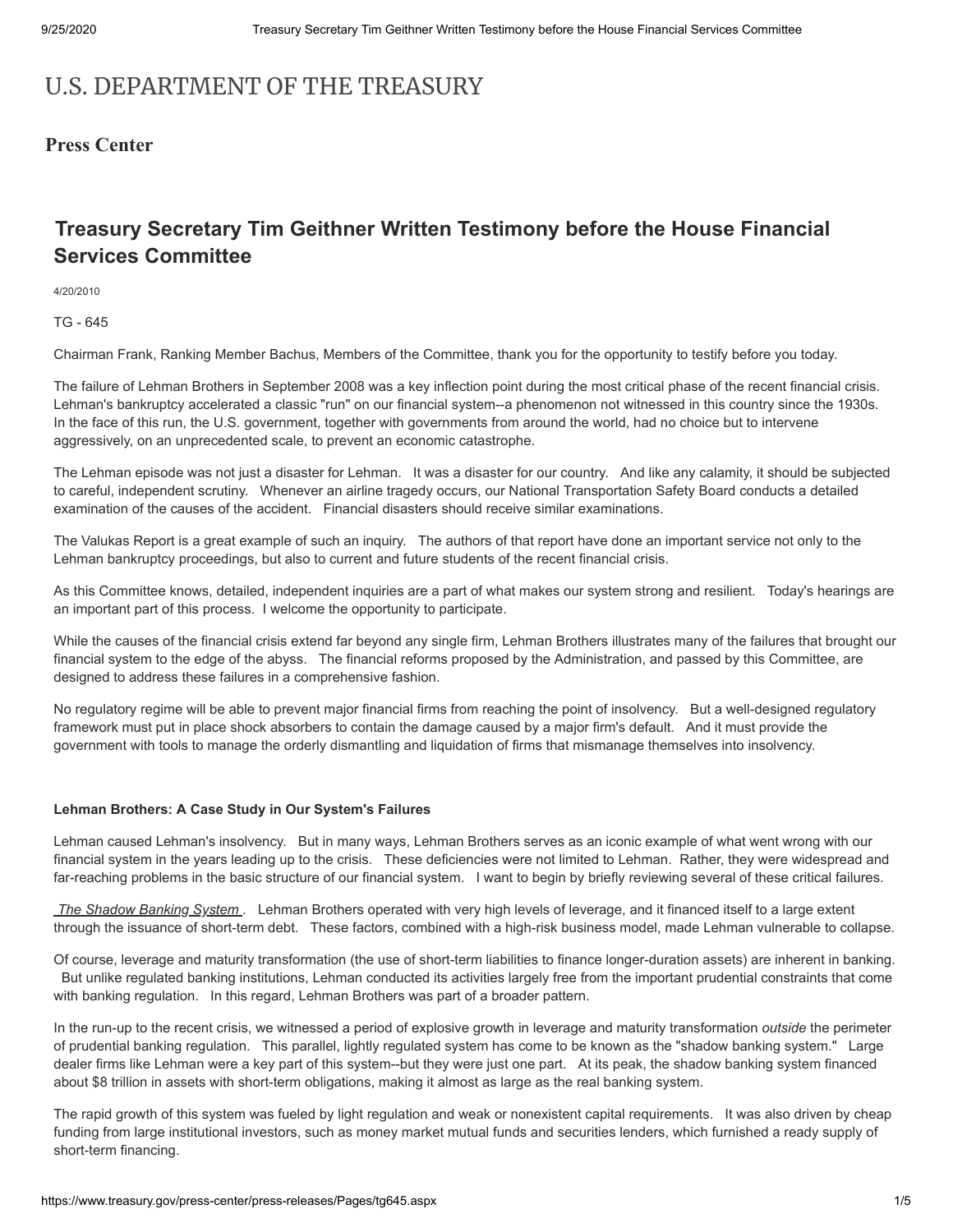# U.S. DEPARTMENT OF THE TREASURY

## Press Center

## Treasury Secretary Tim Geithner Written Testimony before the House Financial Services Committee

4/20/2010

TG - 645

Chairman Frank, Ranking Member Bachus, Members of the Committee, thank you for the opportunity to testify before you today.

The failure of Lehman Brothers in September 2008 was a key inflection point during the most critical phase of the recent financial crisis. Lehman's bankruptcy accelerated a classic "run" on our financial system--a phenomenon not witnessed in this country since the 1930s. In the face of this run, the U.S. government, together with governments from around the world, had no choice but to intervene aggressively, on an unprecedented scale, to prevent an economic catastrophe.

The Lehman episode was not just a disaster for Lehman. It was a disaster for our country. And like any calamity, it should be subjected to careful, independent scrutiny. Whenever an airline tragedy occurs, our National Transportation Safety Board conducts a detailed examination of the causes of the accident. Financial disasters should receive similar examinations.

The Valukas Report is a great example of such an inquiry. The authors of that report have done an important service not only to the Lehman bankruptcy proceedings, but also to current and future students of the recent financial crisis.

As this Committee knows, detailed, independent inquiries are a part of what makes our system strong and resilient. Today's hearings are an important part of this process. I welcome the opportunity to participate.

While the causes of the financial crisis extend far beyond any single firm, Lehman Brothers illustrates many of the failures that brought our financial system to the edge of the abyss. The financial reforms proposed by the Administration, and passed by this Committee, are designed to address these failures in a comprehensive fashion.

No regulatory regime will be able to prevent major financial firms from reaching the point of insolvency. But a well-designed regulatory framework must put in place shock absorbers to contain the damage caused by a major firm's default. And it must provide the government with tools to manage the orderly dismantling and liquidation of firms that mismanage themselves into insolvency.

#### Lehman Brothers: A Case Study in Our System's Failures

Lehman caused Lehman's insolvency. But in many ways, Lehman Brothers serves as an iconic example of what went wrong with our financial system in the years leading up to the crisis. These deficiencies were not limited to Lehman. Rather, they were widespread and far-reaching problems in the basic structure of our financial system. I want to begin by briefly reviewing several of these critical failures.

*The Shadow Banking System*. Lehman Brothers operated with very high levels of leverage, and it financed itself to a large extent through the issuance of short-term debt. These factors, combined with a high-risk business model, made Lehman vulnerable to collapse.

Of course, leverage and maturity transformation (the use of short-term liabilities to finance longer-duration assets) are inherent in banking. But unlike regulated banking institutions, Lehman conducted its activities largely free from the important prudential constraints that come with banking regulation. In this regard, Lehman Brothers was part of a broader pattern.

In the run-up to the recent crisis, we witnessed a period of explosive growth in leverage and maturity transformation *outside* the perimeter of prudential banking regulation. This parallel, lightly regulated system has come to be known as the "shadow banking system." Large dealer firms like Lehman were a key part of this system--but they were just one part. At its peak, the shadow banking system financed about $8 trillion in assets with short-term obligations, making it almost as large as the real banking system.

The rapid growth of this system was fueled by light regulation and weak or nonexistent capital requirements. It was also driven by cheap funding from large institutional investors, such as money market mutual funds and securities lenders, which furnished a ready supply of short-term financing.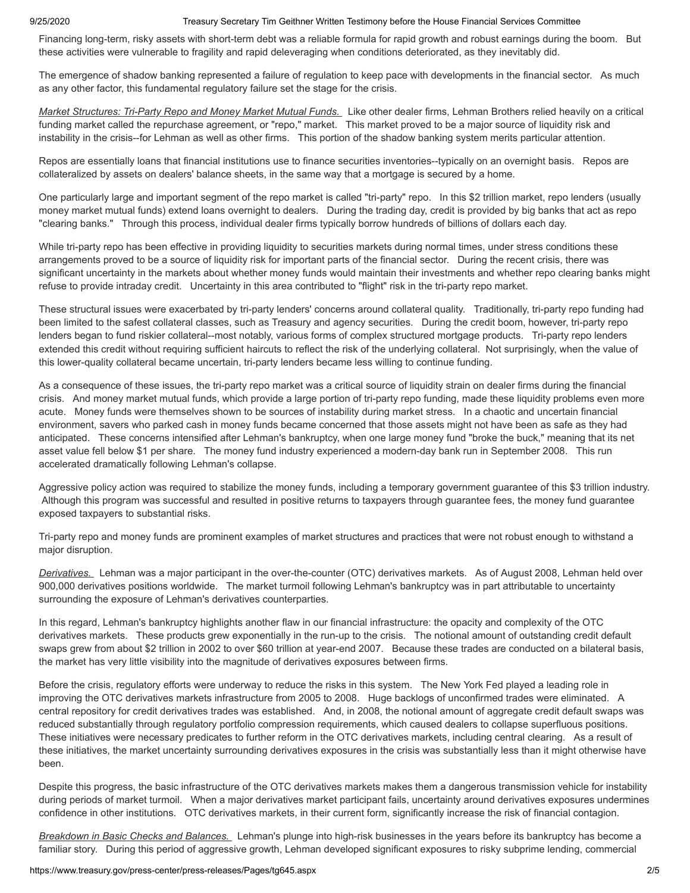Financing long-term, risky assets with short-term debt was a reliable formula for rapid growth and robust earnings during the boom. But these activities were vulnerable to fragility and rapid deleveraging when conditions deteriorated, as they inevitably did.

The emergence of shadow banking represented a failure of regulation to keep pace with developments in the financial sector. As much as any other factor, this fundamental regulatory failure set the stage for the crisis.

*Market Structures: Tri-Party Repo and Money Market Mutual Funds.* Like other dealer firms, Lehman Brothers relied heavily on a critical funding market called the repurchase agreement, or "repo," market. This market proved to be a major source of liquidity risk and instability in the crisis--for Lehman as well as other firms. This portion of the shadow banking system merits particular attention.

Repos are essentially loans that financial institutions use to finance securities inventories--typically on an overnight basis. Repos are collateralized by assets on dealers' balance sheets, in the same way that a mortgage is secured by a home.

One particularly large and important segment of the repo market is called "tri-party" repo. In this $2 trillion market, repo lenders (usually money market mutual funds) extend loans overnight to dealers. During the trading day, credit is provided by big banks that act as repo "clearing banks." Through this process, individual dealer firms typically borrow hundreds of billions of dollars each day.

While tri-party repo has been effective in providing liquidity to securities markets during normal times, under stress conditions these arrangements proved to be a source of liquidity risk for important parts of the financial sector. During the recent crisis, there was significant uncertainty in the markets about whether money funds would maintain their investments and whether repo clearing banks might refuse to provide intraday credit. Uncertainty in this area contributed to "flight" risk in the tri-party repo market.

These structural issues were exacerbated by tri-party lenders' concerns around collateral quality. Traditionally, tri-party repo funding had been limited to the safest collateral classes, such as Treasury and agency securities. During the credit boom, however, tri-party repo lenders began to fund riskier collateral--most notably, various forms of complex structured mortgage products. Tri-party repo lenders extended this credit without requiring sufficient haircuts to reflect the risk of the underlying collateral. Not surprisingly, when the value of this lower-quality collateral became uncertain, tri-party lenders became less willing to continue funding.

As a consequence of these issues, the tri-party repo market was a critical source of liquidity strain on dealer firms during the financial crisis. And money market mutual funds, which provide a large portion of tri-party repo funding, made these liquidity problems even more acute. Money funds were themselves shown to be sources of instability during market stress. In a chaotic and uncertain financial environment, savers who parked cash in money funds became concerned that those assets might not have been as safe as they had anticipated. These concerns intensified after Lehman's bankruptcy, when one large money fund "broke the buck," meaning that its net asset value fell below $1 per share. The money fund industry experienced a modern-day bank run in September 2008. This run accelerated dramatically following Lehman's collapse.

Aggressive policy action was required to stabilize the money funds, including a temporary government guarantee of this $3 trillion industry. Although this program was successful and resulted in positive returns to taxpayers through guarantee fees, the money fund guarantee exposed taxpayers to substantial risks.

Tri-party repo and money funds are prominent examples of market structures and practices that were not robust enough to withstand a major disruption.

*Derivatives.* Lehman was a major participant in the over-the-counter (OTC) derivatives markets. As of August 2008, Lehman held over 900,000 derivatives positions worldwide. The market turmoil following Lehman's bankruptcy was in part attributable to uncertainty surrounding the exposure of Lehman's derivatives counterparties.

In this regard, Lehman's bankruptcy highlights another flaw in our financial infrastructure: the opacity and complexity of the OTC derivatives markets. These products grew exponentially in the run-up to the crisis. The notional amount of outstanding credit default swaps grew from about $2 trillion in 2002 to over $60 trillion at year-end 2007. Because these trades are conducted on a bilateral basis, the market has very little visibility into the magnitude of derivatives exposures between firms.

Before the crisis, regulatory efforts were underway to reduce the risks in this system. The New York Fed played a leading role in improving the OTC derivatives markets infrastructure from 2005 to 2008. Huge backlogs of unconfirmed trades were eliminated. A central repository for credit derivatives trades was established. And, in 2008, the notional amount of aggregate credit default swaps was reduced substantially through regulatory portfolio compression requirements, which caused dealers to collapse superfluous positions. These initiatives were necessary predicates to further reform in the OTC derivatives markets, including central clearing. As a result of these initiatives, the market uncertainty surrounding derivatives exposures in the crisis was substantially less than it might otherwise have been.

Despite this progress, the basic infrastructure of the OTC derivatives markets makes them a dangerous transmission vehicle for instability during periods of market turmoil. When a major derivatives market participant fails, uncertainty around derivatives exposures undermines confidence in other institutions. OTC derivatives markets, in their current form, significantly increase the risk of financial contagion.

*Breakdown in Basic Checks and Balances.* Lehman's plunge into high-risk businesses in the years before its bankruptcy has become a familiar story. During this period of aggressive growth, Lehman developed significant exposures to risky subprime lending, commercial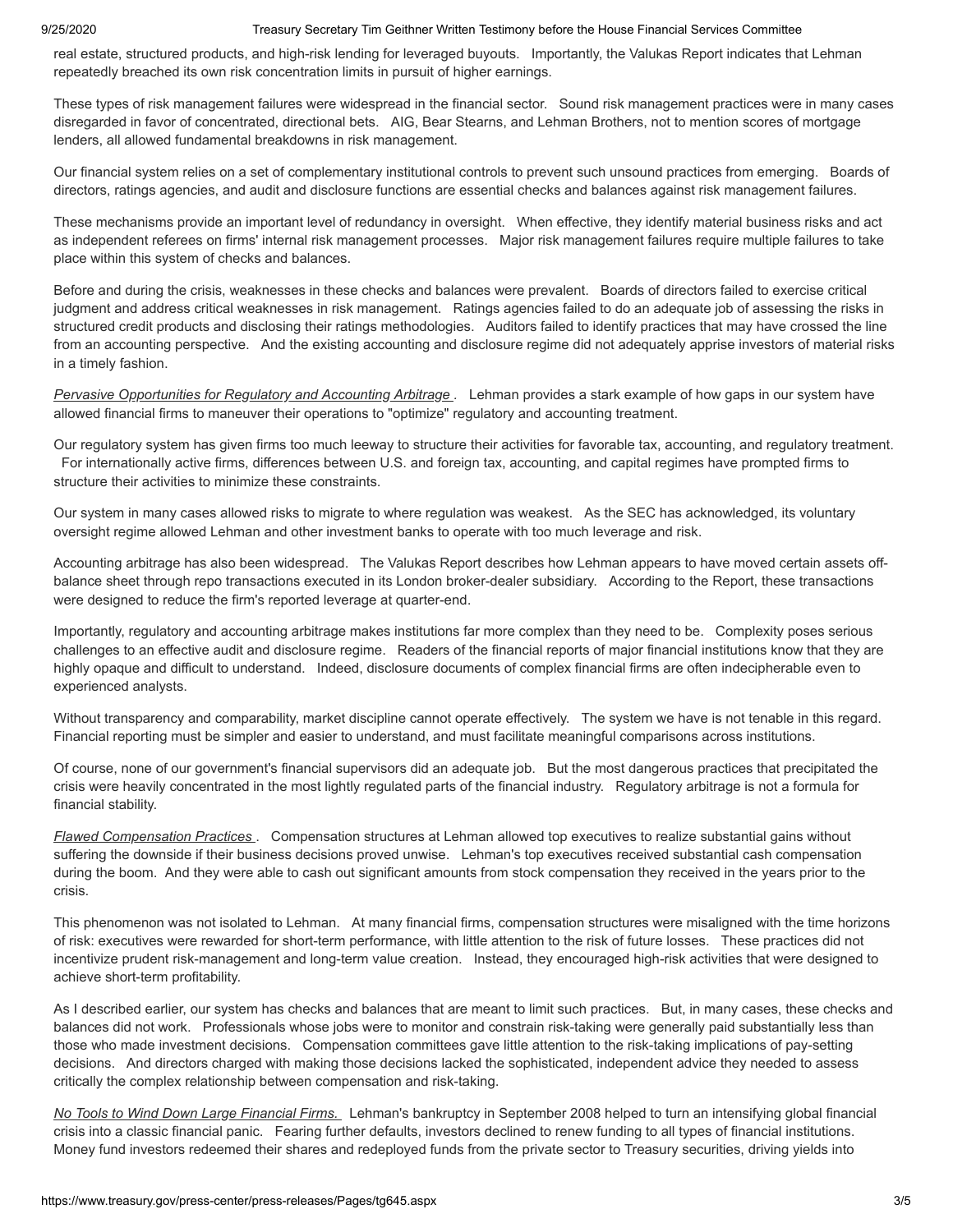real estate, structured products, and high-risk lending for leveraged buyouts. Importantly, the Valukas Report indicates that Lehman repeatedly breached its own risk concentration limits in pursuit of higher earnings.

These types of risk management failures were widespread in the financial sector. Sound risk management practices were in many cases disregarded in favor of concentrated, directional bets. AIG, Bear Stearns, and Lehman Brothers, not to mention scores of mortgage lenders, all allowed fundamental breakdowns in risk management.

Our financial system relies on a set of complementary institutional controls to prevent such unsound practices from emerging. Boards of directors, ratings agencies, and audit and disclosure functions are essential checks and balances against risk management failures.

These mechanisms provide an important level of redundancy in oversight. When effective, they identify material business risks and act as independent referees on firms' internal risk management processes. Major risk management failures require multiple failures to take place within this system of checks and balances.

Before and during the crisis, weaknesses in these checks and balances were prevalent. Boards of directors failed to exercise critical judgment and address critical weaknesses in risk management. Ratings agencies failed to do an adequate job of assessing the risks in structured credit products and disclosing their ratings methodologies. Auditors failed to identify practices that may have crossed the line from an accounting perspective. And the existing accounting and disclosure regime did not adequately apprise investors of material risks in a timely fashion.

*Pervasive Opportunities for Regulatory and Accounting Arbitrage*. Lehman provides a stark example of how gaps in our system have allowed financial firms to maneuver their operations to "optimize" regulatory and accounting treatment.

Our regulatory system has given firms too much leeway to structure their activities for favorable tax, accounting, and regulatory treatment. For internationally active firms, differences between U.S. and foreign tax, accounting, and capital regimes have prompted firms to structure their activities to minimize these constraints.

Our system in many cases allowed risks to migrate to where regulation was weakest. As the SEC has acknowledged, its voluntary oversight regime allowed Lehman and other investment banks to operate with too much leverage and risk.

Accounting arbitrage has also been widespread. The Valukas Report describes how Lehman appears to have moved certain assets off-balance sheet through repo transactions executed in its London broker-dealer subsidiary. According to the Report, these transactions were designed to reduce the firm's reported leverage at quarter-end.

Importantly, regulatory and accounting arbitrage makes institutions far more complex than they need to be. Complexity poses serious challenges to an effective audit and disclosure regime. Readers of the financial reports of major financial institutions know that they are highly opaque and difficult to understand. Indeed, disclosure documents of complex financial firms are often indecipherable even to experienced analysts.

Without transparency and comparability, market discipline cannot operate effectively. The system we have is not tenable in this regard. Financial reporting must be simpler and easier to understand, and must facilitate meaningful comparisons across institutions.

Of course, none of our government's financial supervisors did an adequate job. But the most dangerous practices that precipitated the crisis were heavily concentrated in the most lightly regulated parts of the financial industry. Regulatory arbitrage is not a formula for financial stability.

*Flawed Compensation Practices*. Compensation structures at Lehman allowed top executives to realize substantial gains without suffering the downside if their business decisions proved unwise. Lehman's top executives received substantial cash compensation during the boom. And they were able to cash out significant amounts from stock compensation they received in the years prior to the crisis.

This phenomenon was not isolated to Lehman. At many financial firms, compensation structures were misaligned with the time horizons of risk: executives were rewarded for short-term performance, with little attention to the risk of future losses. These practices did not incentivize prudent risk-management and long-term value creation. Instead, they encouraged high-risk activities that were designed to achieve short-term profitability.

As I described earlier, our system has checks and balances that are meant to limit such practices. But, in many cases, these checks and balances did not work. Professionals whose jobs were to monitor and constrain risk-taking were generally paid substantially less than those who made investment decisions. Compensation committees gave little attention to the risk-taking implications of pay-setting decisions. And directors charged with making those decisions lacked the sophisticated, independent advice they needed to assess critically the complex relationship between compensation and risk-taking.

*No Tools to Wind Down Large Financial Firms.* Lehman's bankruptcy in September 2008 helped to turn an intensifying global financial crisis into a classic financial panic. Fearing further defaults, investors declined to renew funding to all types of financial institutions. Money fund investors redeemed their shares and redeployed funds from the private sector to Treasury securities, driving yields into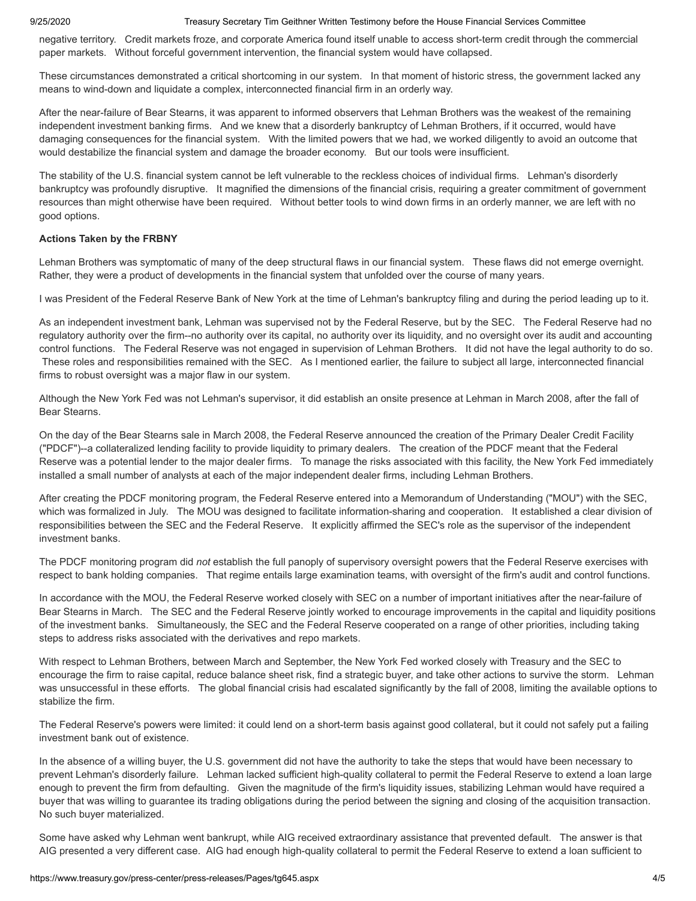negative territory. Credit markets froze, and corporate America found itself unable to access short-term credit through the commercial paper markets. Without forceful government intervention, the financial system would have collapsed.

These circumstances demonstrated a critical shortcoming in our system. In that moment of historic stress, the government lacked any means to wind-down and liquidate a complex, interconnected financial firm in an orderly way.

After the near-failure of Bear Stearns, it was apparent to informed observers that Lehman Brothers was the weakest of the remaining independent investment banking firms. And we knew that a disorderly bankruptcy of Lehman Brothers, if it occurred, would have damaging consequences for the financial system. With the limited powers that we had, we worked diligently to avoid an outcome that would destabilize the financial system and damage the broader economy. But our tools were insufficient.

The stability of the U.S. financial system cannot be left vulnerable to the reckless choices of individual firms. Lehman's disorderly bankruptcy was profoundly disruptive. It magnified the dimensions of the financial crisis, requiring a greater commitment of government resources than might otherwise have been required. Without better tools to wind down firms in an orderly manner, we are left with no good options.

**Actions Taken by the FRBNY**

Lehman Brothers was symptomatic of many of the deep structural flaws in our financial system. These flaws did not emerge overnight. Rather, they were a product of developments in the financial system that unfolded over the course of many years.

I was President of the Federal Reserve Bank of New York at the time of Lehman's bankruptcy filing and during the period leading up to it.

As an independent investment bank, Lehman was supervised not by the Federal Reserve, but by the SEC. The Federal Reserve had no regulatory authority over the firm--no authority over its capital, no authority over its liquidity, and no oversight over its audit and accounting control functions. The Federal Reserve was not engaged in supervision of Lehman Brothers. It did not have the legal authority to do so. These roles and responsibilities remained with the SEC. As I mentioned earlier, the failure to subject all large, interconnected financial firms to robust oversight was a major flaw in our system.

Although the New York Fed was not Lehman's supervisor, it did establish an onsite presence at Lehman in March 2008, after the fall of Bear Stearns.

On the day of the Bear Stearns sale in March 2008, the Federal Reserve announced the creation of the Primary Dealer Credit Facility ("PDCF")--a collateralized lending facility to provide liquidity to primary dealers. The creation of the PDCF meant that the Federal Reserve was a potential lender to the major dealer firms. To manage the risks associated with this facility, the New York Fed immediately installed a small number of analysts at each of the major independent dealer firms, including Lehman Brothers.

After creating the PDCF monitoring program, the Federal Reserve entered into a Memorandum of Understanding ("MOU") with the SEC, which was formalized in July. The MOU was designed to facilitate information-sharing and cooperation. It established a clear division of responsibilities between the SEC and the Federal Reserve. It explicitly affirmed the SEC's role as the supervisor of the independent investment banks.

The PDCF monitoring program did *not* establish the full panoply of supervisory oversight powers that the Federal Reserve exercises with respect to bank holding companies. That regime entails large examination teams, with oversight of the firm's audit and control functions.

In accordance with the MOU, the Federal Reserve worked closely with SEC on a number of important initiatives after the near-failure of Bear Stearns in March. The SEC and the Federal Reserve jointly worked to encourage improvements in the capital and liquidity positions of the investment banks. Simultaneously, the SEC and the Federal Reserve cooperated on a range of other priorities, including taking steps to address risks associated with the derivatives and repo markets.

With respect to Lehman Brothers, between March and September, the New York Fed worked closely with Treasury and the SEC to encourage the firm to raise capital, reduce balance sheet risk, find a strategic buyer, and take other actions to survive the storm. Lehman was unsuccessful in these efforts. The global financial crisis had escalated significantly by the fall of 2008, limiting the available options to stabilize the firm.

The Federal Reserve's powers were limited: it could lend on a short-term basis against good collateral, but it could not safely put a failing investment bank out of existence.

In the absence of a willing buyer, the U.S. government did not have the authority to take the steps that would have been necessary to prevent Lehman's disorderly failure. Lehman lacked sufficient high-quality collateral to permit the Federal Reserve to extend a loan large enough to prevent the firm from defaulting. Given the magnitude of the firm's liquidity issues, stabilizing Lehman would have required a buyer that was willing to guarantee its trading obligations during the period between the signing and closing of the acquisition transaction. No such buyer materialized.

Some have asked why Lehman went bankrupt, while AIG received extraordinary assistance that prevented default. The answer is that AIG presented a very different case. AIG had enough high-quality collateral to permit the Federal Reserve to extend a loan sufficient to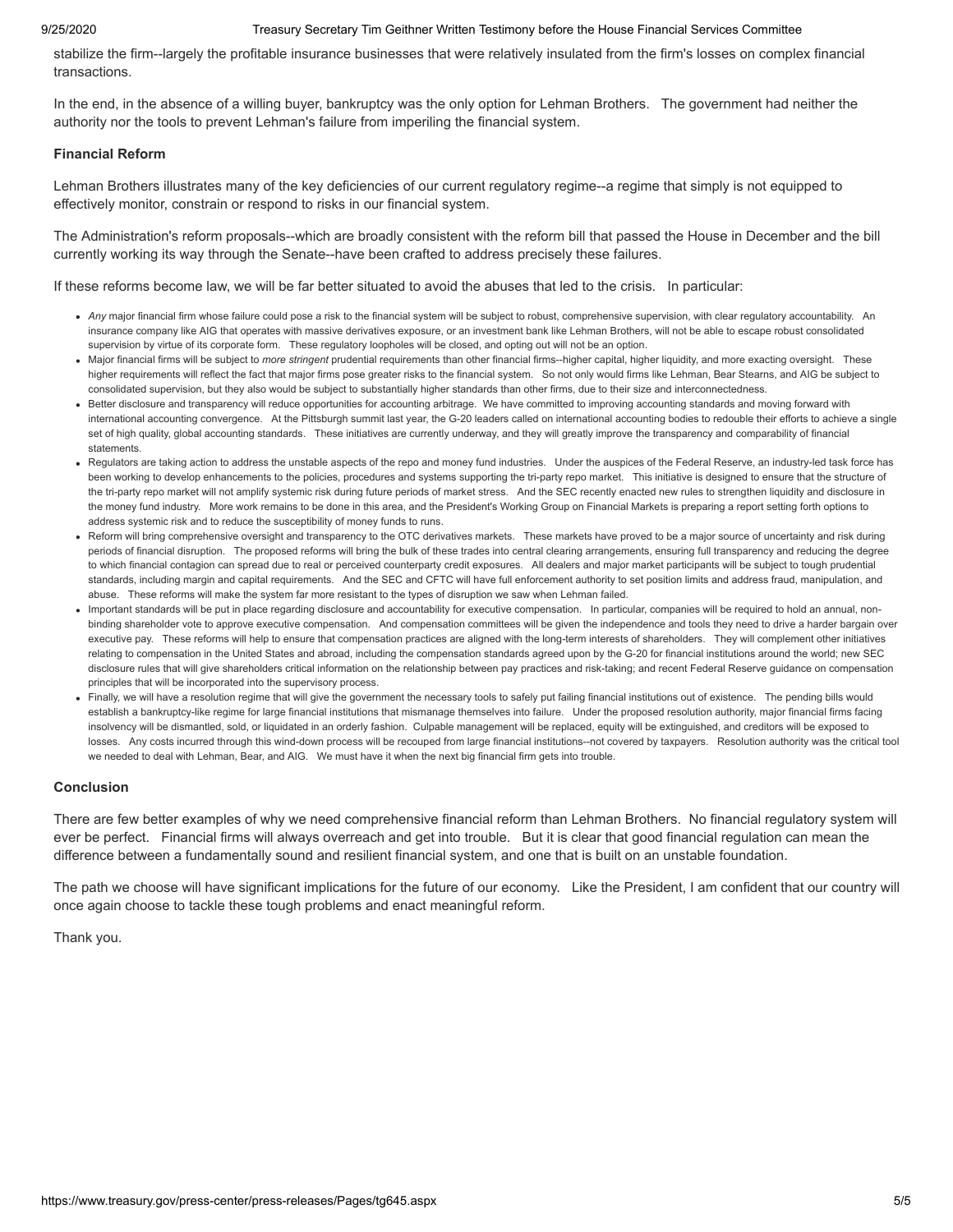stabilize the firm--largely the profitable insurance businesses that were relatively insulated from the firm's losses on complex financial transactions.

In the end, in the absence of a willing buyer, bankruptcy was the only option for Lehman Brothers. The government had neither the authority nor the tools to prevent Lehman's failure from imperiling the financial system.

**Financial Reform**

Lehman Brothers illustrates many of the key deficiencies of our current regulatory regime--a regime that simply is not equipped to effectively monitor, constrain or respond to risks in our financial system.

The Administration's reform proposals--which are broadly consistent with the reform bill that passed the House in December and the bill currently working its way through the Senate--have been crafted to address precisely these failures.

If these reforms become law, we will be far better situated to avoid the abuses that led to the crisis. In particular:

- *Any* major financial firm whose failure could pose a risk to the financial system will be subject to robust, comprehensive supervision, with clear regulatory accountability. An insurance company like AIG that operates with massive derivatives exposure, or an investment bank like Lehman Brothers, will not be able to escape robust consolidated supervision by virtue of its corporate form. These regulatory loopholes will be closed, and opting out will not be an option.
- Major financial firms will be subject to *more stringent* prudential requirements than other financial firms--higher capital, higher liquidity, and more exacting oversight. These higher requirements will reflect the fact that major firms pose greater risks to the financial system. So not only would firms like Lehman, Bear Stearns, and AIG be subject to consolidated supervision, but they also would be subject to substantially higher standards than other firms, due to their size and interconnectedness.
- Better disclosure and transparency will reduce opportunities for accounting arbitrage. We have committed to improving accounting standards and moving forward with international accounting convergence. At the Pittsburgh summit last year, the G-20 leaders called on international accounting bodies to redouble their efforts to achieve a single set of high quality, global accounting standards. These initiatives are currently underway, and they will greatly improve the transparency and comparability of financial statements.
- Regulators are taking action to address the unstable aspects of the repo and money fund industries. Under the auspices of the Federal Reserve, an industry-led task force has been working to develop enhancements to the policies, procedures and systems supporting the tri-party repo market. This initiative is designed to ensure that the structure of the tri-party repo market will not amplify systemic risk during future periods of market stress. And the SEC recently enacted new rules to strengthen liquidity and disclosure in the money fund industry. More work remains to be done in this area, and the President's Working Group on Financial Markets is preparing a report setting forth options to address systemic risk and to reduce the susceptibility of money funds to runs.
- Reform will bring comprehensive oversight and transparency to the OTC derivatives markets. These markets have proved to be a major source of uncertainty and risk during periods of financial disruption. The proposed reforms will bring the bulk of these trades into central clearing arrangements, ensuring full transparency and reducing the degree to which financial contagion can spread due to real or perceived counterparty credit exposures. All dealers and major market participants will be subject to tough prudential standards, including margin and capital requirements. And the SEC and CFTC will have full enforcement authority to set position limits and address fraud, manipulation, and abuse. These reforms will make the system far more resistant to the types of disruption we saw when Lehman failed.
- Important standards will be put in place regarding disclosure and accountability for executive compensation. In particular, companies will be required to hold an annual, non-binding shareholder vote to approve executive compensation. And compensation committees will be given the independence and tools they need to drive a harder bargain over executive pay. These reforms will help to ensure that compensation practices are aligned with the long-term interests of shareholders. They will complement other initiatives relating to compensation in the United States and abroad, including the compensation standards agreed upon by the G-20 for financial institutions around the world; new SEC disclosure rules that will give shareholders critical information on the relationship between pay practices and risk-taking; and recent Federal Reserve guidance on compensation principles that will be incorporated into the supervisory process.
- Finally, we will have a resolution regime that will give the government the necessary tools to safely put failing financial institutions out of existence. The pending bills would establish a bankruptcy-like regime for large financial institutions that mismanage themselves into failure. Under the proposed resolution authority, major financial firms facing insolvency will be dismantled, sold, or liquidated in an orderly fashion. Culpable management will be replaced, equity will be extinguished, and creditors will be exposed to losses. Any costs incurred through this wind-down process will be recouped from large financial institutions--not covered by taxpayers. Resolution authority was the critical tool we needed to deal with Lehman, Bear, and AIG. We must have it when the next big financial firm gets into trouble.

**Conclusion**

There are few better examples of why we need comprehensive financial reform than Lehman Brothers. No financial regulatory system will ever be perfect. Financial firms will always overreach and get into trouble. But it is clear that good financial regulation can mean the difference between a fundamentally sound and resilient financial system, and one that is built on an unstable foundation.

The path we choose will have significant implications for the future of our economy. Like the President, I am confident that our country will once again choose to tackle these tough problems and enact meaningful reform.

Thank you.